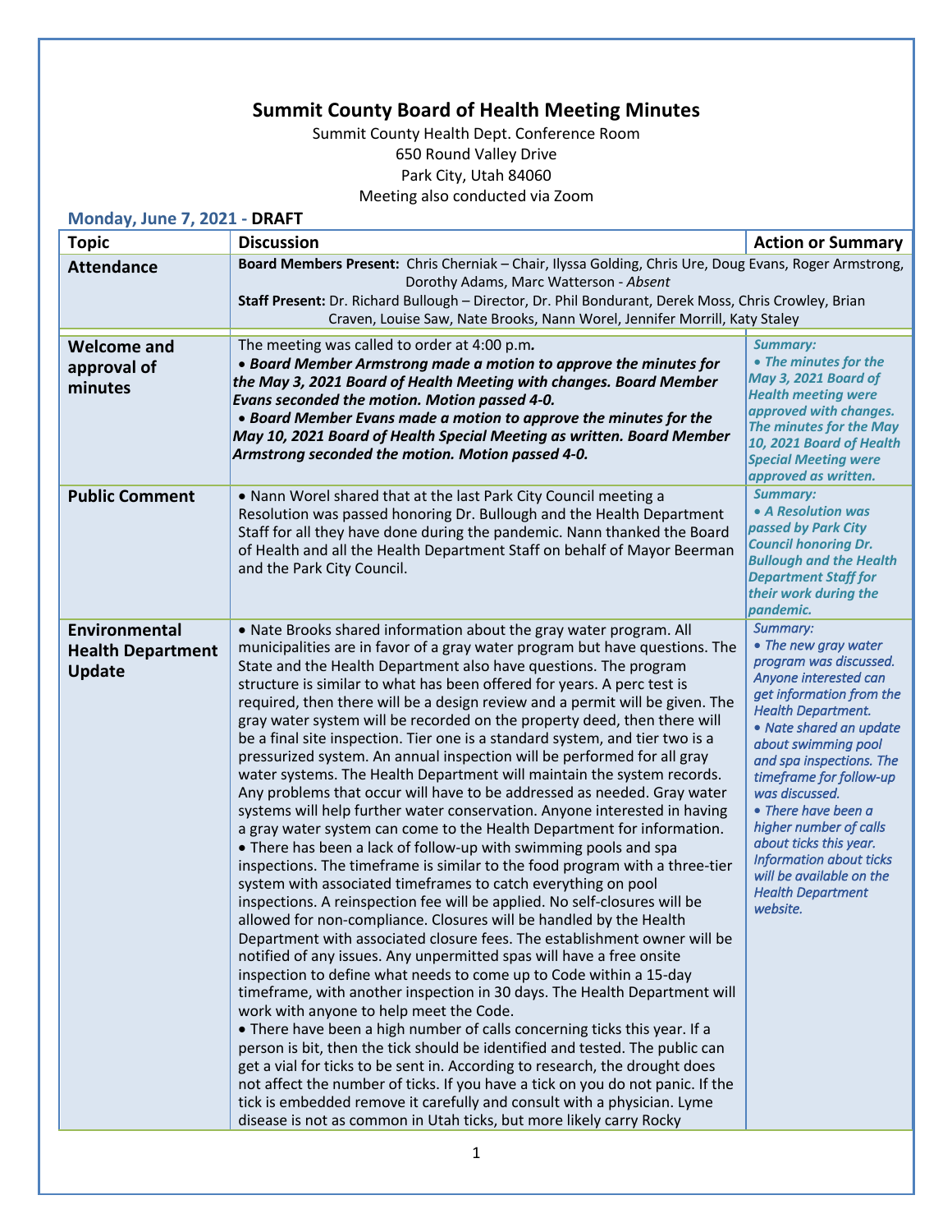# Summit County Board of Health Meeting Minutes

Summit County Health Dept. Conference Room
650 Round Valley Drive
Park City, Utah 84060
Meeting also conducted via Zoom

**Monday, June 7, 2021 - DRAFT**

| Topic | Discussion | Action or Summary |
|---|---|---|
| **Attendance** | **Board Members Present:** Chris Cherniak – Chair, Ilyssa Golding, Chris Ure, Doug Evans, Roger Armstrong, Dorothy Adams, Marc Watterson - *Absent*<br>**Staff Present:** Dr. Richard Bullough – Director, Dr. Phil Bondurant, Derek Moss, Chris Crowley, Brian Craven, Louise Saw, Nate Brooks, Nann Worel, Jennifer Morrill, Katy Staley | |
| **Welcome and approval of minutes** | The meeting was called to order at 4:00 p.m.<br>***• Board Member Armstrong made a motion to approve the minutes for the May 3, 2021 Board of Health Meeting with changes. Board Member Evans seconded the motion. Motion passed 4-0.***<br>***• Board Member Evans made a motion to approve the minutes for the May 10, 2021 Board of Health Special Meeting as written. Board Member Armstrong seconded the motion. Motion passed 4-0.*** | ***Summary:***<br>***• The minutes for the May 3, 2021 Board of Health meeting were approved with changes. The minutes for the May 10, 2021 Board of Health Special Meeting were approved as written.*** |
| **Public Comment** | • Nann Worel shared that at the last Park City Council meeting a Resolution was passed honoring Dr. Bullough and the Health Department Staff for all they have done during the pandemic. Nann thanked the Board of Health and all the Health Department Staff on behalf of Mayor Beerman and the Park City Council. | ***Summary:***<br>***• A Resolution was passed by Park City Council honoring Dr. Bullough and the Health Department Staff for their work during the pandemic.*** |
| **Environmental Health Department Update** | • Nate Brooks shared information about the gray water program. All municipalities are in favor of a gray water program but have questions. The State and the Health Department also have questions. The program structure is similar to what has been offered for years. A perc test is required, then there will be a design review and a permit will be given. The gray water system will be recorded on the property deed, then there will be a final site inspection. Tier one is a standard system, and tier two is a pressurized system. An annual inspection will be performed for all gray water systems. The Health Department will maintain the system records. Any problems that occur will have to be addressed as needed. Gray water systems will help further water conservation. Anyone interested in having a gray water system can come to the Health Department for information.<br>• There has been a lack of follow-up with swimming pools and spa inspections. The timeframe is similar to the food program with a three-tier system with associated timeframes to catch everything on pool inspections. A reinspection fee will be applied. No self-closures will be allowed for non-compliance. Closures will be handled by the Health Department with associated closure fees. The establishment owner will be notified of any issues. Any unpermitted spas will have a free onsite inspection to define what needs to come up to Code within a 15-day timeframe, with another inspection in 30 days. The Health Department will work with anyone to help meet the Code.<br>• There have been a high number of calls concerning ticks this year. If a person is bit, then the tick should be identified and tested. The public can get a vial for ticks to be sent in. According to research, the drought does not affect the number of ticks. If you have a tick on you do not panic. If the tick is embedded remove it carefully and consult with a physician. Lyme disease is not as common in Utah ticks, but more likely carry Rocky | *Summary:*<br>*• The new gray water program was discussed. Anyone interested can get information from the Health Department.*<br>*• Nate shared an update about swimming pool and spa inspections. The timeframe for follow-up was discussed.*<br>*• There have been a higher number of calls about ticks this year. Information about ticks will be available on the Health Department website.* |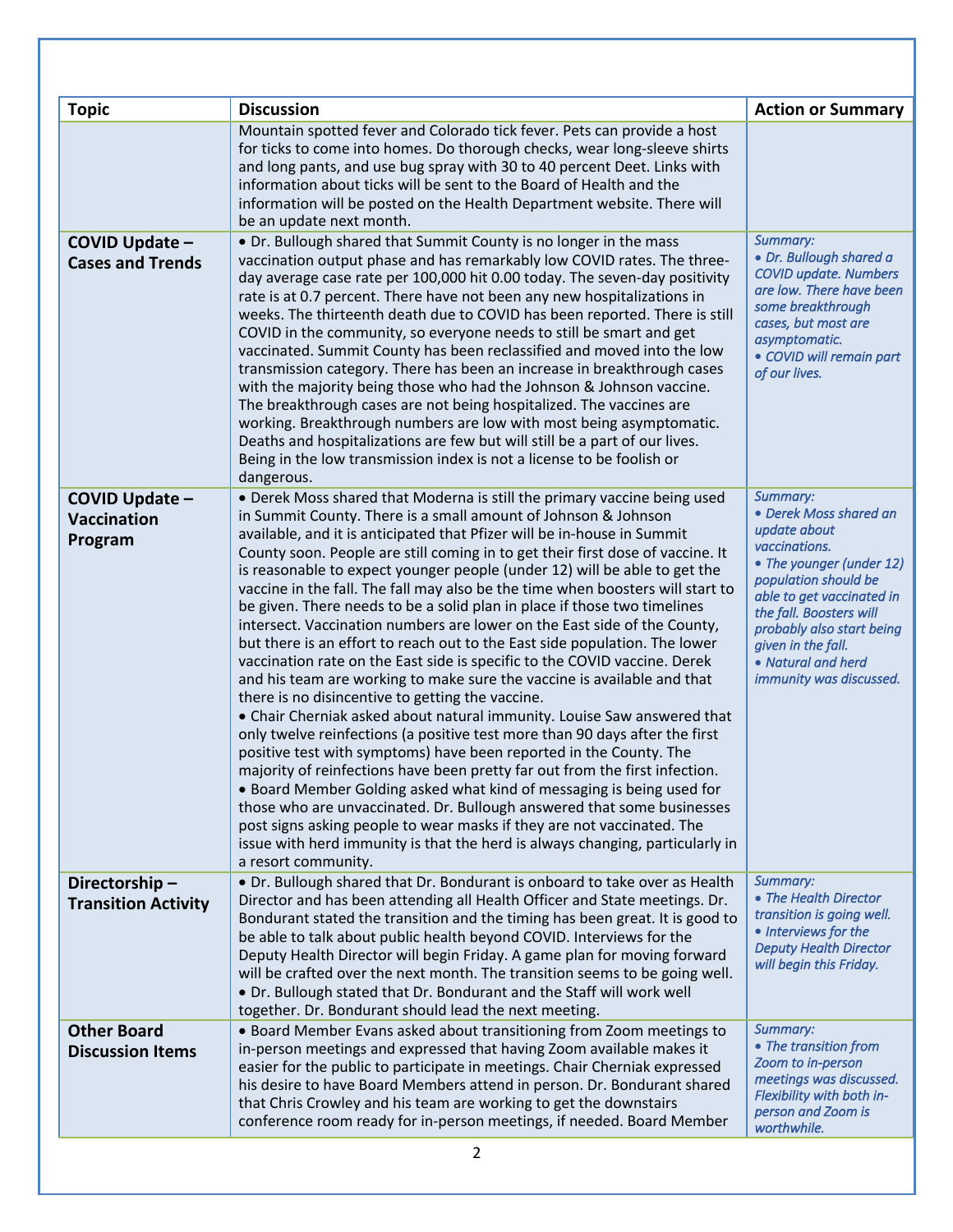| Topic | Discussion | Action or Summary |
|---|---|---|
| | Mountain spotted fever and Colorado tick fever. Pets can provide a host for ticks to come into homes. Do thorough checks, wear long-sleeve shirts and long pants, and use bug spray with 30 to 40 percent Deet. Links with information about ticks will be sent to the Board of Health and the information will be posted on the Health Department website. There will be an update next month. | |
| **COVID Update – Cases and Trends** | • Dr. Bullough shared that Summit County is no longer in the mass vaccination output phase and has remarkably low COVID rates. The three-day average case rate per 100,000 hit 0.00 today. The seven-day positivity rate is at 0.7 percent. There have not been any new hospitalizations in weeks. The thirteenth death due to COVID has been reported. There is still COVID in the community, so everyone needs to still be smart and get vaccinated. Summit County has been reclassified and moved into the low transmission category. There has been an increase in breakthrough cases with the majority being those who had the Johnson & Johnson vaccine. The breakthrough cases are not being hospitalized. The vaccines are working. Breakthrough numbers are low with most being asymptomatic. Deaths and hospitalizations are few but will still be a part of our lives. Being in the low transmission index is not a license to be foolish or dangerous. | *Summary:*<br>*• Dr. Bullough shared a COVID update. Numbers are low. There have been some breakthrough cases, but most are asymptomatic.*<br>*• COVID will remain part of our lives.* |
| **COVID Update – Vaccination Program** | • Derek Moss shared that Moderna is still the primary vaccine being used in Summit County. There is a small amount of Johnson & Johnson available, and it is anticipated that Pfizer will be in-house in Summit County soon. People are still coming in to get their first dose of vaccine. It is reasonable to expect younger people (under 12) will be able to get the vaccine in the fall. The fall may also be the time when boosters will start to be given. There needs to be a solid plan in place if those two timelines intersect. Vaccination numbers are lower on the East side of the County, but there is an effort to reach out to the East side population. The lower vaccination rate on the East side is specific to the COVID vaccine. Derek and his team are working to make sure the vaccine is available and that there is no disincentive to getting the vaccine.<br>• Chair Cherniak asked about natural immunity. Louise Saw answered that only twelve reinfections (a positive test more than 90 days after the first positive test with symptoms) have been reported in the County. The majority of reinfections have been pretty far out from the first infection.<br>• Board Member Golding asked what kind of messaging is being used for those who are unvaccinated. Dr. Bullough answered that some businesses post signs asking people to wear masks if they are not vaccinated. The issue with herd immunity is that the herd is always changing, particularly in a resort community. | *Summary:*<br>*• Derek Moss shared an update about vaccinations.*<br>*• The younger (under 12) population should be able to get vaccinated in the fall. Boosters will probably also start being given in the fall.*<br>*• Natural and herd immunity was discussed.* |
| **Directorship – Transition Activity** | • Dr. Bullough shared that Dr. Bondurant is onboard to take over as Health Director and has been attending all Health Officer and State meetings. Dr. Bondurant stated the transition and the timing has been great. It is good to be able to talk about public health beyond COVID. Interviews for the Deputy Health Director will begin Friday. A game plan for moving forward will be crafted over the next month. The transition seems to be going well.<br>• Dr. Bullough stated that Dr. Bondurant and the Staff will work well together. Dr. Bondurant should lead the next meeting. | *Summary:*<br>*• The Health Director transition is going well.*<br>*• Interviews for the Deputy Health Director will begin this Friday.* |
| **Other Board Discussion Items** | • Board Member Evans asked about transitioning from Zoom meetings to in-person meetings and expressed that having Zoom available makes it easier for the public to participate in meetings. Chair Cherniak expressed his desire to have Board Members attend in person. Dr. Bondurant shared that Chris Crowley and his team are working to get the downstairs conference room ready for in-person meetings, if needed. Board Member | *Summary:*<br>*• The transition from Zoom to in-person meetings was discussed. Flexibility with both in-person and Zoom is worthwhile.* |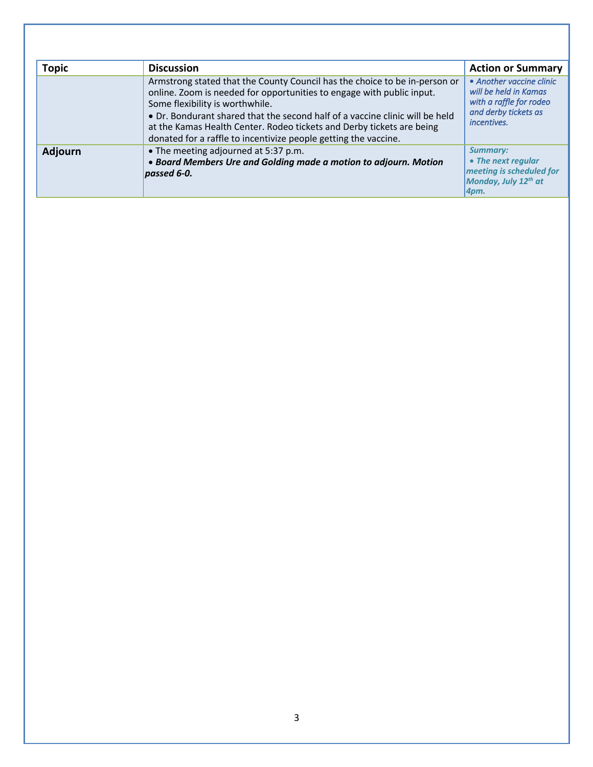| Topic | Discussion | Action or Summary |
| --- | --- | --- |
| | Armstrong stated that the County Council has the choice to be in-person or online. Zoom is needed for opportunities to engage with public input. Some flexibility is worthwhile.<br>• Dr. Bondurant shared that the second half of a vaccine clinic will be held at the Kamas Health Center. Rodeo tickets and Derby tickets are being donated for a raffle to incentivize people getting the vaccine. | *• Another vaccine clinic will be held in Kamas with a raffle for rodeo and derby tickets as incentives.* |
| **Adjourn** | • The meeting adjourned at 5:37 p.m.<br>***• Board Members Ure and Golding made a motion to adjourn. Motion passed 6-0.*** | ***Summary:***<br>***• The next regular meeting is scheduled for Monday, July 12th at 4pm.*** |